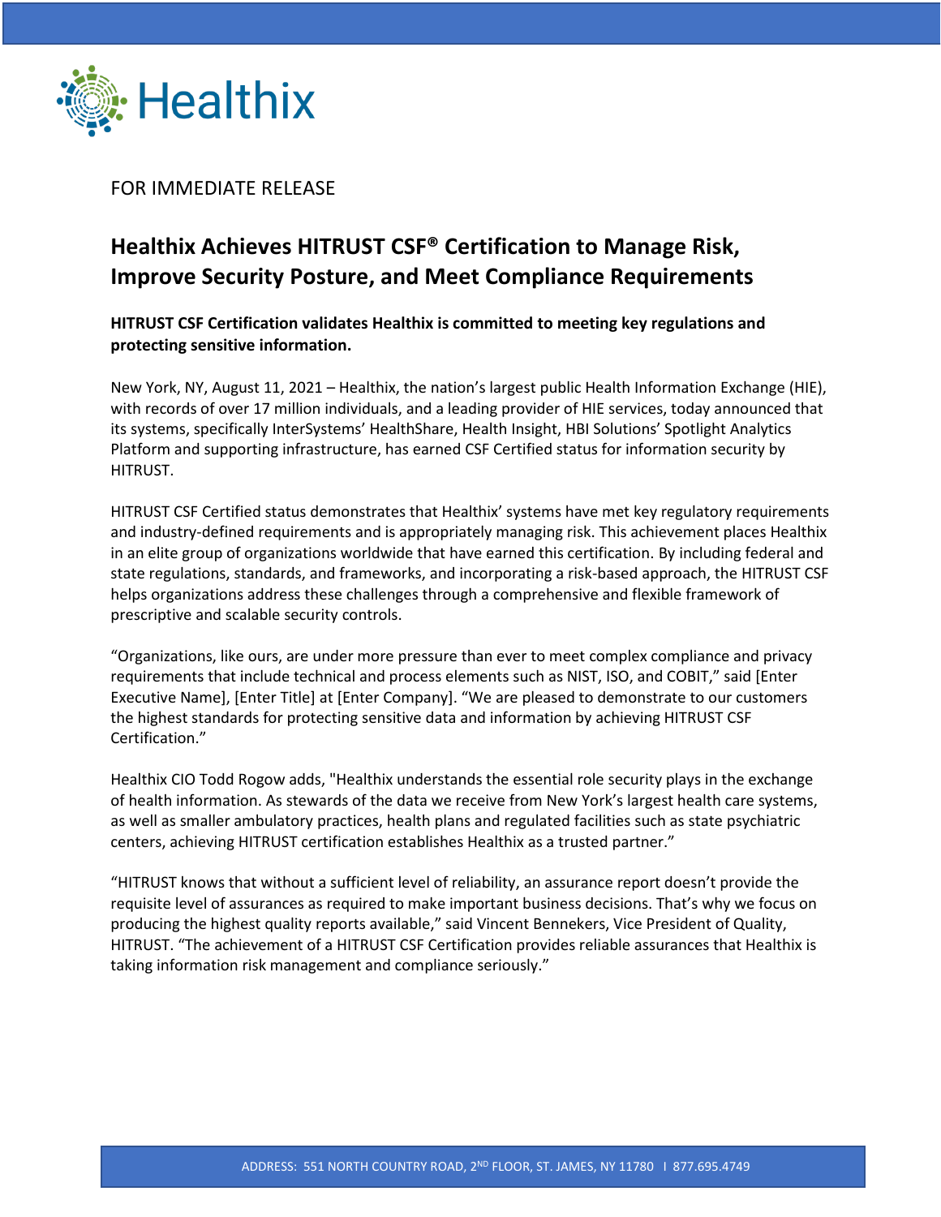Healthix

FOR IMMEDIATE RELEASE

# Healthix Achieves HITRUST CSF® Certification to Manage Risk, Improve Security Posture, and Meet Compliance Requirements

**HITRUST CSF Certification validates Healthix is committed to meeting key regulations and protecting sensitive information.**

New York, NY, August 11, 2021 – Healthix, the nation's largest public Health Information Exchange (HIE), with records of over 17 million individuals, and a leading provider of HIE services, today announced that its systems, specifically InterSystems' HealthShare, Health Insight, HBI Solutions' Spotlight Analytics Platform and supporting infrastructure, has earned CSF Certified status for information security by HITRUST.

HITRUST CSF Certified status demonstrates that Healthix' systems have met key regulatory requirements and industry-defined requirements and is appropriately managing risk. This achievement places Healthix in an elite group of organizations worldwide that have earned this certification. By including federal and state regulations, standards, and frameworks, and incorporating a risk-based approach, the HITRUST CSF helps organizations address these challenges through a comprehensive and flexible framework of prescriptive and scalable security controls.

"Organizations, like ours, are under more pressure than ever to meet complex compliance and privacy requirements that include technical and process elements such as NIST, ISO, and COBIT," said [Enter Executive Name], [Enter Title] at [Enter Company]. "We are pleased to demonstrate to our customers the highest standards for protecting sensitive data and information by achieving HITRUST CSF Certification."

Healthix CIO Todd Rogow adds, "Healthix understands the essential role security plays in the exchange of health information. As stewards of the data we receive from New York's largest health care systems, as well as smaller ambulatory practices, health plans and regulated facilities such as state psychiatric centers, achieving HITRUST certification establishes Healthix as a trusted partner."

"HITRUST knows that without a sufficient level of reliability, an assurance report doesn't provide the requisite level of assurances as required to make important business decisions. That's why we focus on producing the highest quality reports available," said Vincent Bennekers, Vice President of Quality, HITRUST. "The achievement of a HITRUST CSF Certification provides reliable assurances that Healthix is taking information risk management and compliance seriously."

ADDRESS: 551 NORTH COUNTRY ROAD, 2ND FLOOR, ST. JAMES, NY 11780 I 877.695.4749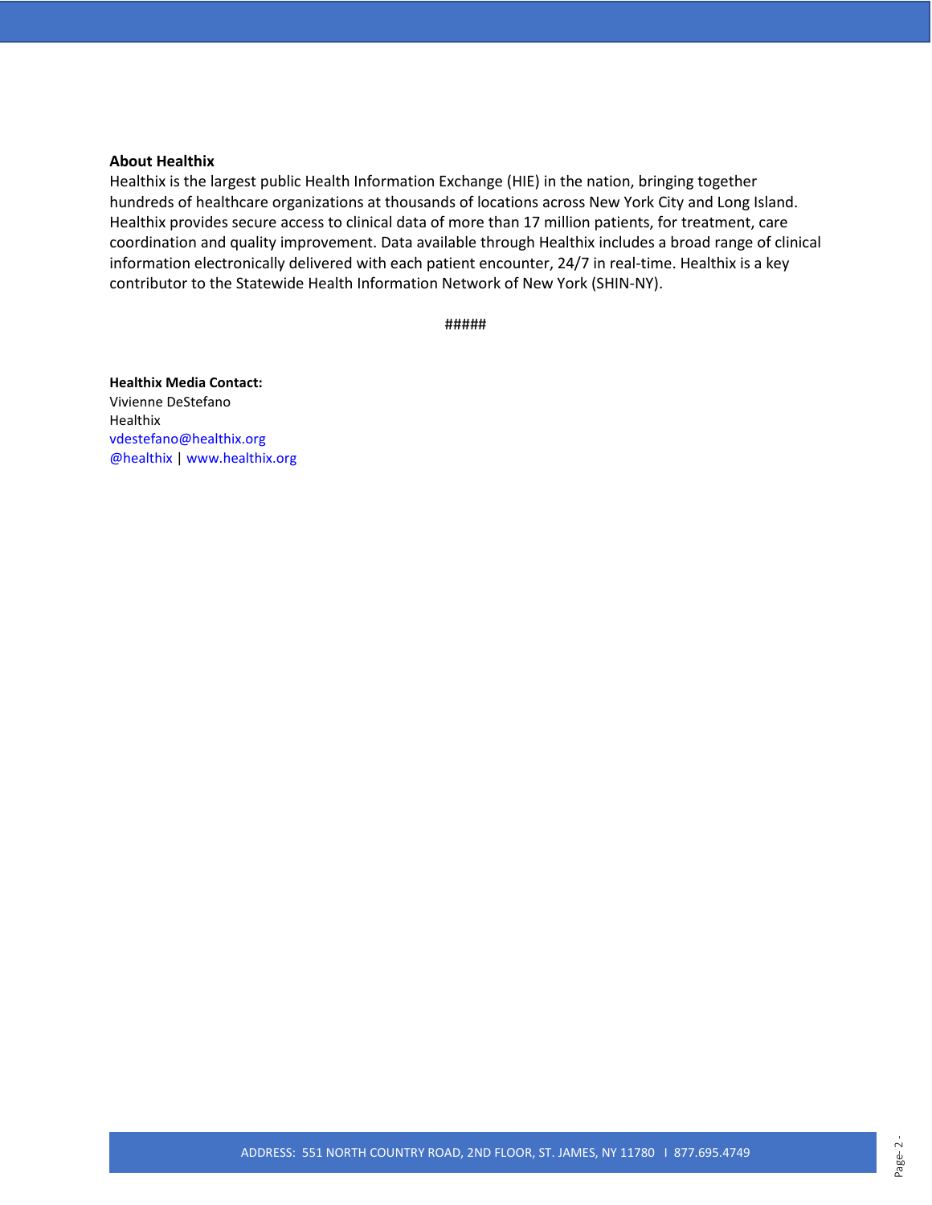**About Healthix**

Healthix is the largest public Health Information Exchange (HIE) in the nation, bringing together hundreds of healthcare organizations at thousands of locations across New York City and Long Island. Healthix provides secure access to clinical data of more than 17 million patients, for treatment, care coordination and quality improvement. Data available through Healthix includes a broad range of clinical information electronically delivered with each patient encounter, 24/7 in real-time. Healthix is a key contributor to the Statewide Health Information Network of New York (SHIN-NY).

#####

**Healthix Media Contact:**
Vivienne DeStefano
Healthix
vdestefano@healthix.org
@healthix | www.healthix.org

ADDRESS: 551 NORTH COUNTRY ROAD, 2ND FLOOR, ST. JAMES, NY 11780 I 877.695.4749